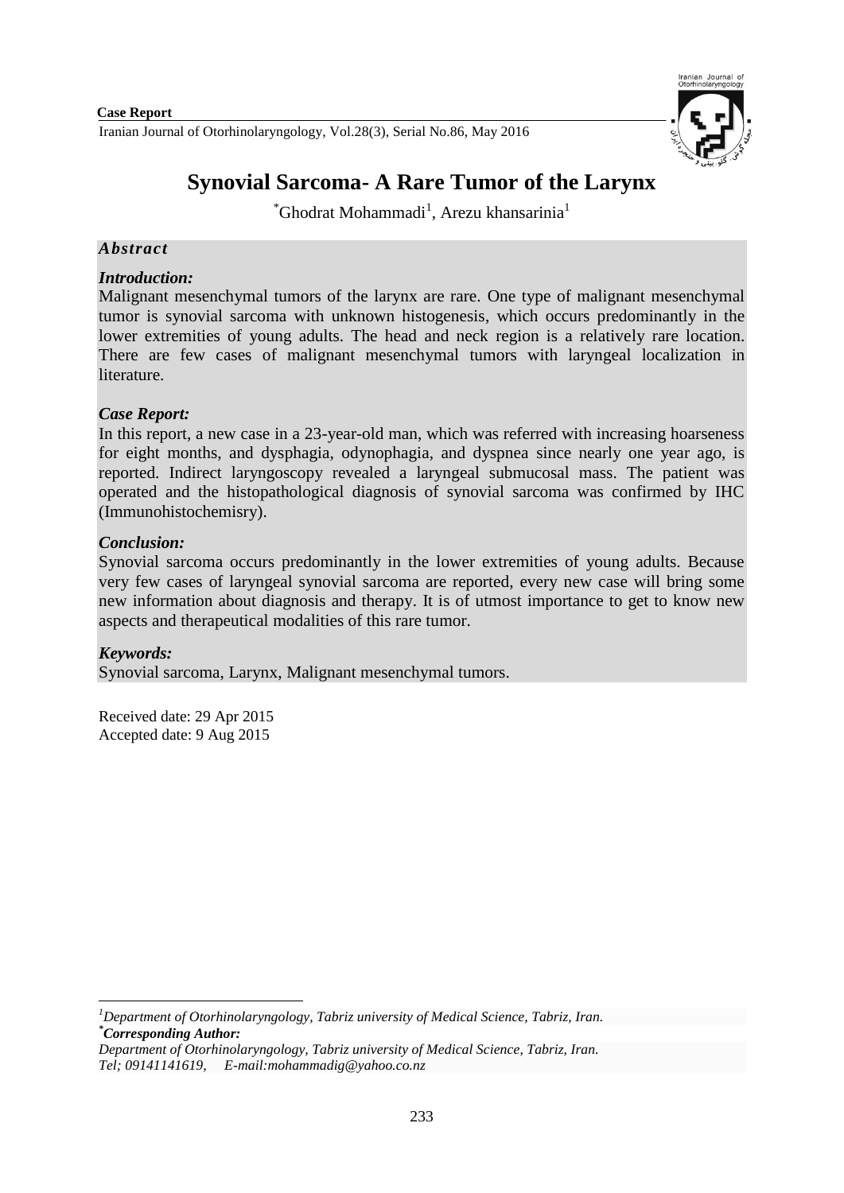**Case Report**

# Synovial Sarcoma- A Rare Tumor of the Larynx

*Ghodrat Mohammadi[1], Arezu khansarinia[1]

## *Abstract*

### *Introduction:*

Malignant mesenchymal tumors of the larynx are rare. One type of malignant mesenchymal tumor is synovial sarcoma with unknown histogenesis, which occurs predominantly in the lower extremities of young adults. The head and neck region is a relatively rare location. There are few cases of malignant mesenchymal tumors with laryngeal localization in literature.

### *Case Report:*

In this report, a new case in a 23-year-old man, which was referred with increasing hoarseness for eight months, and dysphagia, odynophagia, and dyspnea since nearly one year ago, is reported. Indirect laryngoscopy revealed a laryngeal submucosal mass. The patient was operated and the histopathological diagnosis of synovial sarcoma was confirmed by IHC (Immunohistochemisry).

### *Conclusion:*

Synovial sarcoma occurs predominantly in the lower extremities of young adults. Because very few cases of laryngeal synovial sarcoma are reported, every new case will bring some new information about diagnosis and therapy. It is of utmost importance to get to know new aspects and therapeutical modalities of this rare tumor.

### *Keywords:*

Synovial sarcoma, Larynx, Malignant mesenchymal tumors.

Received date: 29 Apr 2015
Accepted date: 9 Aug 2015

---

[1]*Department of Otorhinolaryngology, Tabriz university of Medical Science, Tabriz, Iran.*
***Corresponding Author:***
*Department of Otorhinolaryngology, Tabriz university of Medical Science, Tabriz, Iran.*
*Tel; 09141141619, E-mail:mohammadig@yahoo.co.nz*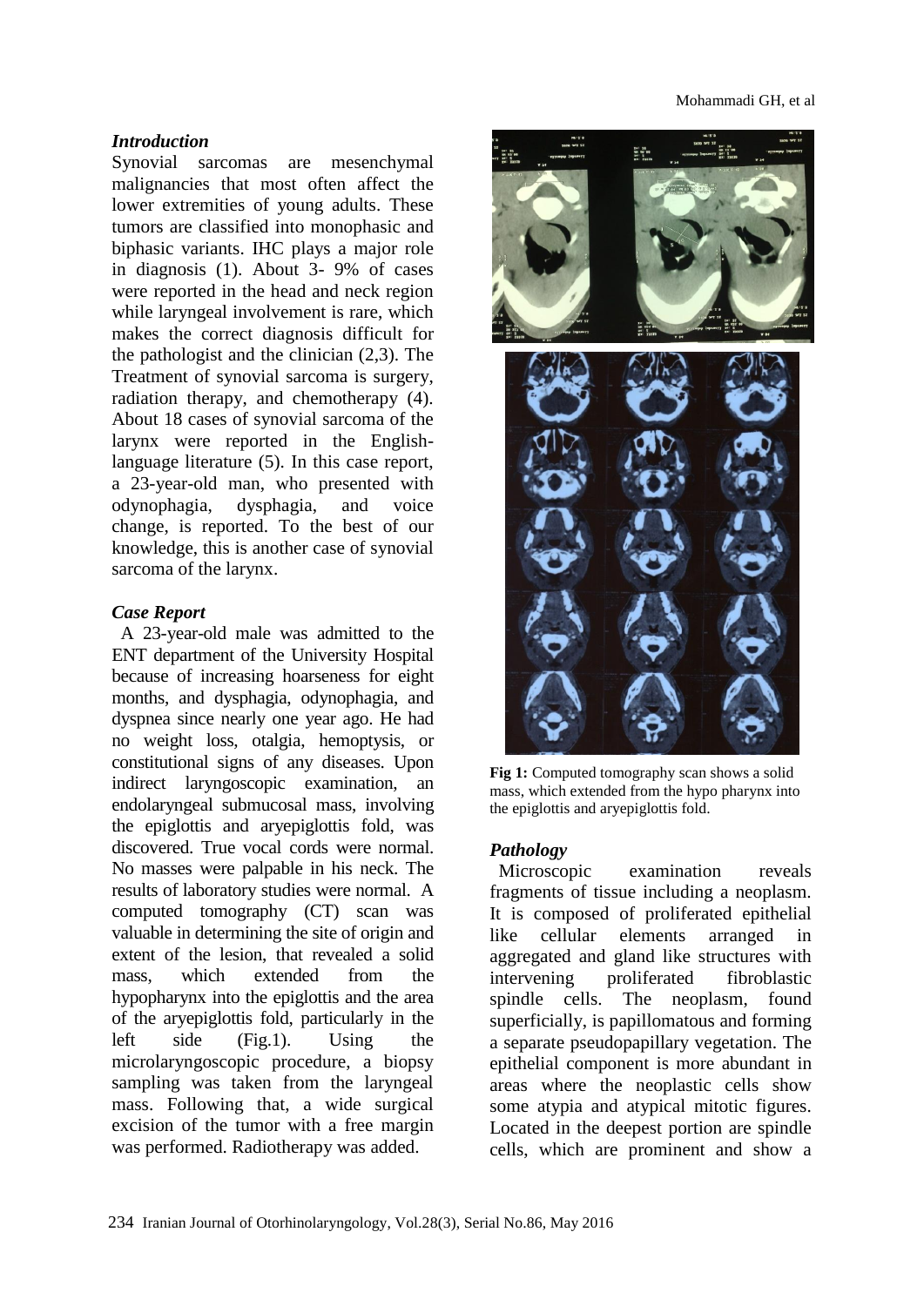### *Introduction*

Synovial sarcomas are mesenchymal malignancies that most often affect the lower extremities of young adults. These tumors are classified into monophasic and biphasic variants. IHC plays a major role in diagnosis (1). About 3- 9% of cases were reported in the head and neck region while laryngeal involvement is rare, which makes the correct diagnosis difficult for the pathologist and the clinician (2,3). The Treatment of synovial sarcoma is surgery, radiation therapy, and chemotherapy (4). About 18 cases of synovial sarcoma of the larynx were reported in the English-language literature (5). In this case report, a 23-year-old man, who presented with odynophagia, dysphagia, and voice change, is reported. To the best of our knowledge, this is another case of synovial sarcoma of the larynx.

### *Case Report*

A 23-year-old male was admitted to the ENT department of the University Hospital because of increasing hoarseness for eight months, and dysphagia, odynophagia, and dyspnea since nearly one year ago. He had no weight loss, otalgia, hemoptysis, or constitutional signs of any diseases. Upon indirect laryngoscopic examination, an endolaryngeal submucosal mass, involving the epiglottis and aryepiglottis fold, was discovered. True vocal cords were normal. No masses were palpable in his neck. The results of laboratory studies were normal. A computed tomography (CT) scan was valuable in determining the site of origin and extent of the lesion, that revealed a solid mass, which extended from the hypopharynx into the epiglottis and the area of the aryepiglottis fold, particularly in the left side (Fig.1). Using the microlaryngoscopic procedure, a biopsy sampling was taken from the laryngeal mass. Following that, a wide surgical excision of the tumor with a free margin was performed. Radiotherapy was added.

**Fig 1:** Computed tomography scan shows a solid mass, which extended from the hypo pharynx into the epiglottis and aryepiglottis fold.

### *Pathology*

Microscopic examination reveals fragments of tissue including a neoplasm. It is composed of proliferated epithelial like cellular elements arranged in aggregated and gland like structures with intervening proliferated fibroblastic spindle cells. The neoplasm, found superficially, is papillomatous and forming a separate pseudopapillary vegetation. The epithelial component is more abundant in areas where the neoplastic cells show some atypia and atypical mitotic figures. Located in the deepest portion are spindle cells, which are prominent and show a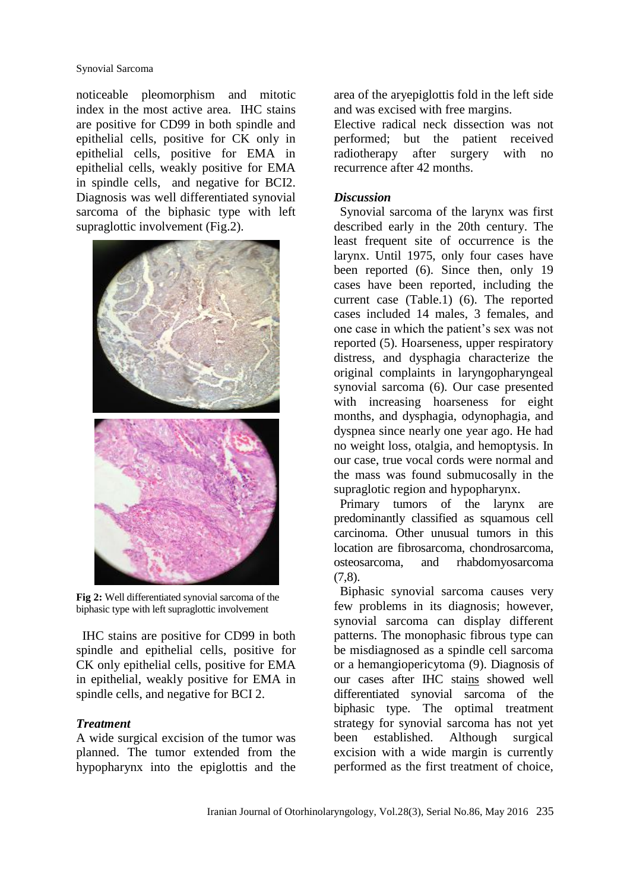noticeable pleomorphism and mitotic index in the most active area. IHC stains are positive for CD99 in both spindle and epithelial cells, positive for CK only in epithelial cells, positive for EMA in epithelial cells, weakly positive for EMA in spindle cells, and negative for BCl2. Diagnosis was well differentiated synovial sarcoma of the biphasic type with left supraglottic involvement (Fig.2).

**Fig 2:** Well differentiated synovial sarcoma of the biphasic type with left supraglottic involvement

IHC stains are positive for CD99 in both spindle and epithelial cells, positive for CK only epithelial cells, positive for EMA in epithelial, weakly positive for EMA in spindle cells, and negative for BCl 2.

### *Treatment*

A wide surgical excision of the tumor was planned. The tumor extended from the hypopharynx into the epiglottis and the area of the aryepiglottis fold in the left side and was excised with free margins.

Elective radical neck dissection was not performed; but the patient received radiotherapy after surgery with no recurrence after 42 months.

### *Discussion*

Synovial sarcoma of the larynx was first described early in the 20th century. The least frequent site of occurrence is the larynx. Until 1975, only four cases have been reported (6). Since then, only 19 cases have been reported, including the current case (Table.1) (6). The reported cases included 14 males, 3 females, and one case in which the patient's sex was not reported (5). Hoarseness, upper respiratory distress, and dysphagia characterize the original complaints in laryngopharyngeal synovial sarcoma (6). Our case presented with increasing hoarseness for eight months, and dysphagia, odynophagia, and dyspnea since nearly one year ago. He had no weight loss, otalgia, and hemoptysis. In our case, true vocal cords were normal and the mass was found submucosally in the supraglotic region and hypopharynx.

Primary tumors of the larynx are predominantly classified as squamous cell carcinoma. Other unusual tumors in this location are fibrosarcoma, chondrosarcoma, osteosarcoma, and rhabdomyosarcoma (7,8).

Biphasic synovial sarcoma causes very few problems in its diagnosis; however, synovial sarcoma can display different patterns. The monophasic fibrous type can be misdiagnosed as a spindle cell sarcoma or a hemangiopericytoma (9). Diagnosis of our cases after IHC stains showed well differentiated synovial sarcoma of the biphasic type. The optimal treatment strategy for synovial sarcoma has not yet been established. Although surgical excision with a wide margin is currently performed as the first treatment of choice,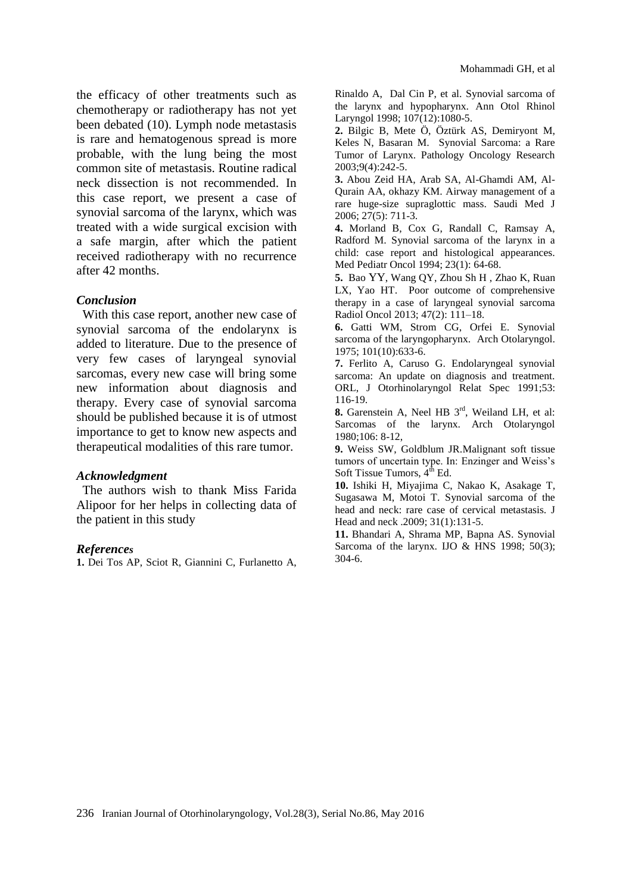the efficacy of other treatments such as chemotherapy or radiotherapy has not yet been debated (10). Lymph node metastasis is rare and hematogenous spread is more probable, with the lung being the most common site of metastasis. Routine radical neck dissection is not recommended. In this case report, we present a case of synovial sarcoma of the larynx, which was treated with a wide surgical excision with a safe margin, after which the patient received radiotherapy with no recurrence after 42 months.

### *Conclusion*

With this case report, another new case of synovial sarcoma of the endolarynx is added to literature. Due to the presence of very few cases of laryngeal synovial sarcomas, every new case will bring some new information about diagnosis and therapy. Every case of synovial sarcoma should be published because it is of utmost importance to get to know new aspects and therapeutical modalities of this rare tumor.

### *Acknowledgment*

The authors wish to thank Miss Farida Alipoor for her helps in collecting data of the patient in this study

### *References*

**1.** Dei Tos AP, Sciot R, Giannini C, Furlanetto A, Rinaldo A, Dal Cin P, et al. Synovial sarcoma of the larynx and hypopharynx. Ann Otol Rhinol Laryngol 1998; 107(12):1080-5.

**2.** Bilgic B, Mete Ö, Öztürk AS, Demiryont M, Keles N, Basaran M. Synovial Sarcoma: a Rare Tumor of Larynx. Pathology Oncology Research 2003;9(4):242-5.

**3.** Abou Zeid HA, Arab SA, Al-Ghamdi AM, Al-Qurain AA, okhazy KM. Airway management of a rare huge-size supraglottic mass. Saudi Med J 2006; 27(5): 711-3.

**4.** Morland B, Cox G, Randall C, Ramsay A, Radford M. Synovial sarcoma of the larynx in a child: case report and histological appearances. Med Pediatr Oncol 1994; 23(1): 64-68.

**5.** Bao YY, Wang QY, Zhou Sh H , Zhao K, Ruan LX, Yao HT. Poor outcome of comprehensive therapy in a case of laryngeal synovial sarcoma Radiol Oncol 2013; 47(2): 111–18.

**6.** Gatti WM, Strom CG, Orfei E. Synovial sarcoma of the laryngopharynx. Arch Otolaryngol. 1975; 101(10):633-6.

**7.** Ferlito A, Caruso G. Endolaryngeal synovial sarcoma: An update on diagnosis and treatment. ORL, J Otorhinolaryngol Relat Spec 1991;53: 116-19.

**8.** Garenstein A, Neel HB 3rd, Weiland LH, et al: Sarcomas of the larynx. Arch Otolaryngol 1980;106: 8-12,

**9.** Weiss SW, Goldblum JR.Malignant soft tissue tumors of uncertain type. In: Enzinger and Weiss's Soft Tissue Tumors, 4th Ed.

**10.** Ishiki H, Miyajima C, Nakao K, Asakage T, Sugasawa M, Motoi T. Synovial sarcoma of the head and neck: rare case of cervical metastasis. J Head and neck .2009; 31(1):131-5.

**11.** Bhandari A, Shrama MP, Bapna AS. Synovial Sarcoma of the larynx. IJO & HNS 1998; 50(3); 304-6.